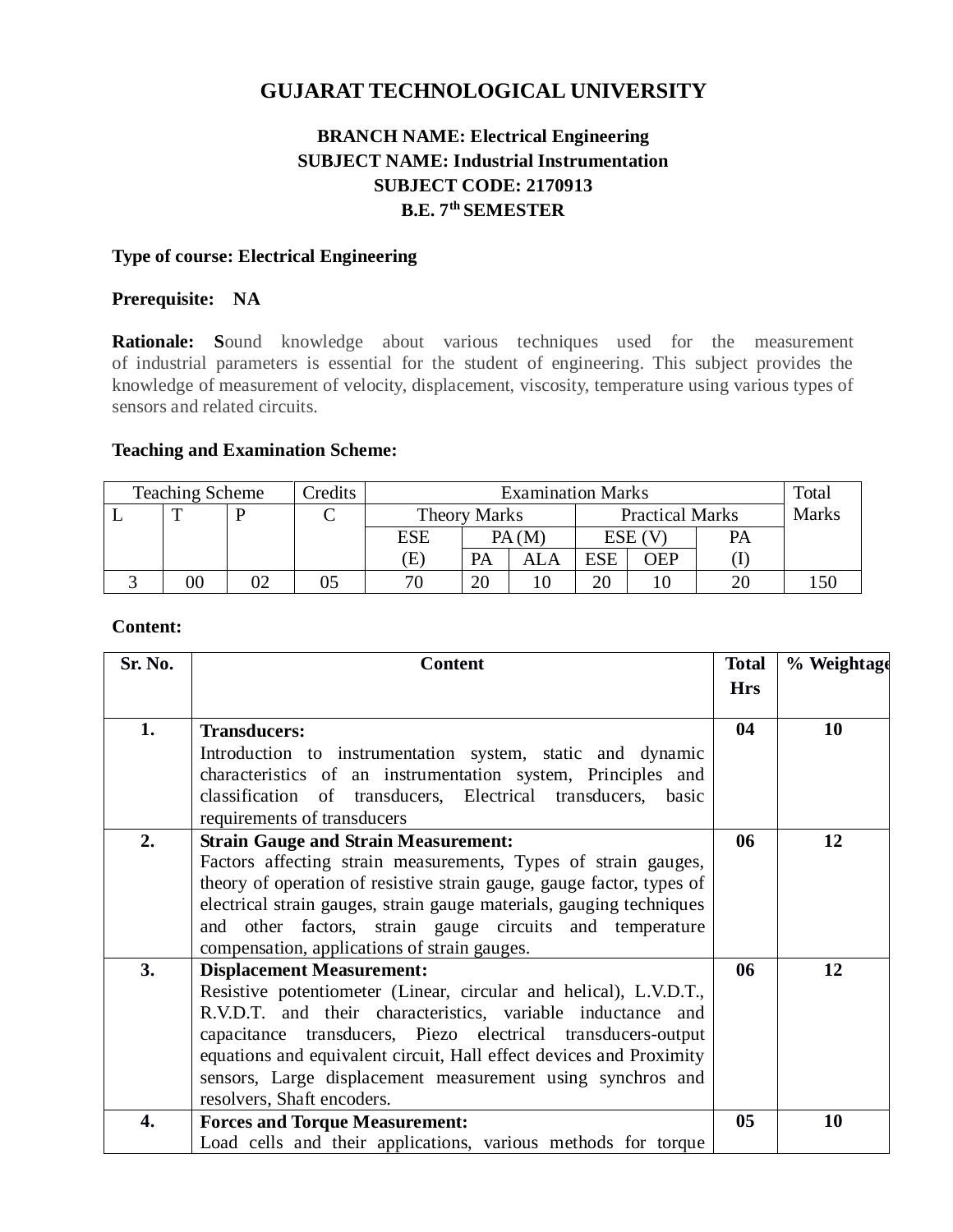# GUJARAT TECHNOLOGICAL UNIVERSITY

**BRANCH NAME: Electrical Engineering**
**SUBJECT NAME: Industrial Instrumentation**
**SUBJECT CODE: 2170913**
**B.E. 7th SEMESTER**

**Type of course: Electrical Engineering**

**Prerequisite:** NA

**Rationale:** Sound knowledge about various techniques used for the measurement of industrial parameters is essential for the student of engineering. This subject provides the knowledge of measurement of velocity, displacement, viscosity, temperature using various types of sensors and related circuits.

**Teaching and Examination Scheme:**

| Teaching Scheme | | | Credits | Examination Marks | | | | | | Total Marks |
|---|---|---|---|---|---|---|---|---|---|---|
| L | T | P | C | Theory Marks | | | Practical Marks | | | |
| | | | | ESE (E) | PA (M) | | ESE (V) | | PA (I) | |
| | | | | | PA | ALA | ESE | OEP | | |
| 3 | 00 | 02 | 05 | 70 | 20 | 10 | 20 | 10 | 20 | 150 |

**Content:**

| Sr. No. | Content | Total Hrs | % Weightage |
|---|---|---|---|
| 1. | **Transducers:** Introduction to instrumentation system, static and dynamic characteristics of an instrumentation system, Principles and classification of transducers, Electrical transducers, basic requirements of transducers | 04 | 10 |
| 2. | **Strain Gauge and Strain Measurement:** Factors affecting strain measurements, Types of strain gauges, theory of operation of resistive strain gauge, gauge factor, types of electrical strain gauges, strain gauge materials, gauging techniques and other factors, strain gauge circuits and temperature compensation, applications of strain gauges. | 06 | 12 |
| 3. | **Displacement Measurement:** Resistive potentiometer (Linear, circular and helical), L.V.D.T., R.V.D.T. and their characteristics, variable inductance and capacitance transducers, Piezo electrical transducers-output equations and equivalent circuit, Hall effect devices and Proximity sensors, Large displacement measurement using synchros and resolvers, Shaft encoders. | 06 | 12 |
| 4. | **Forces and Torque Measurement:** Load cells and their applications, various methods for torque | 05 | 10 |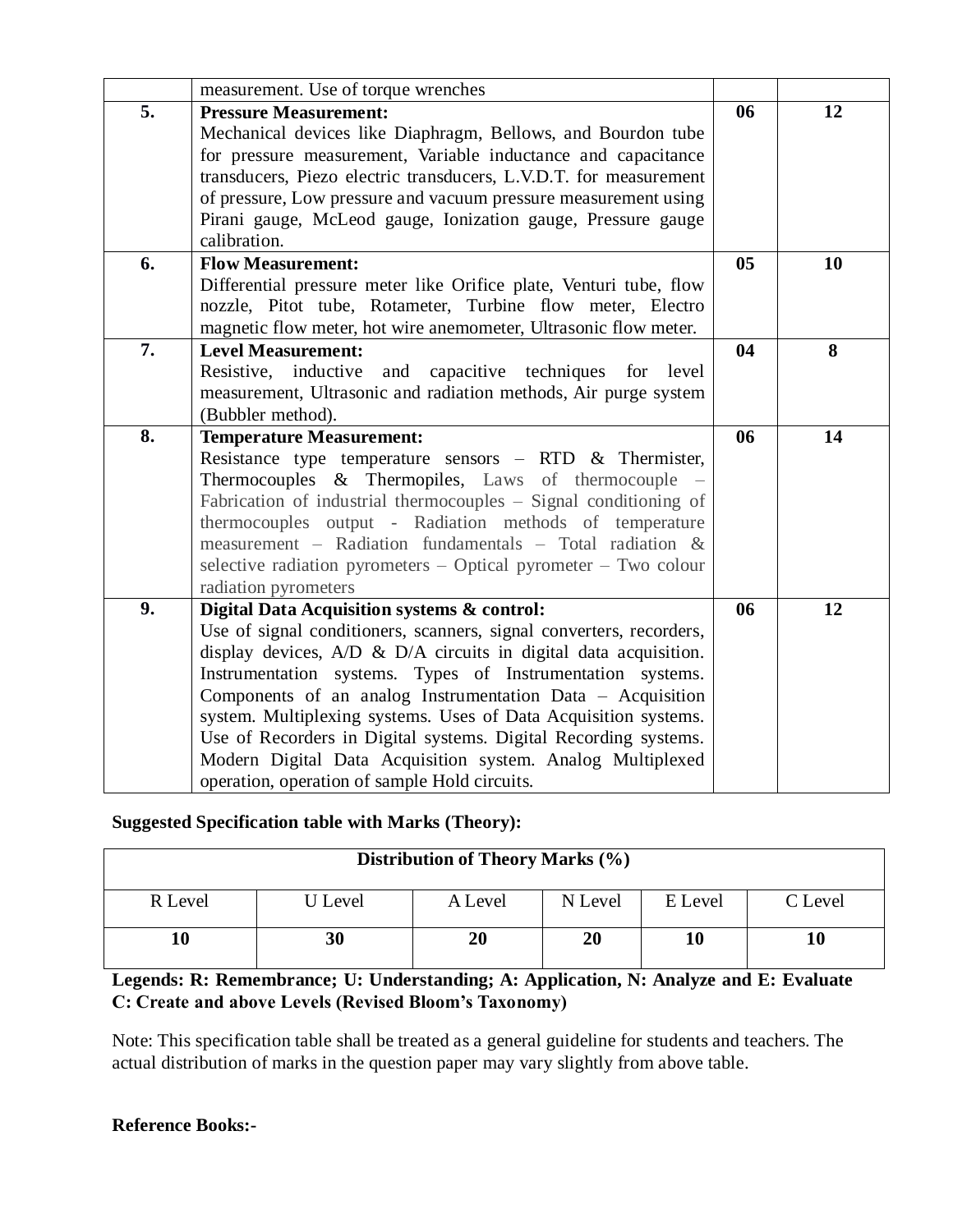|  |  |  |  |
|---|---|---|---|
|  | measurement. Use of torque wrenches |  |  |
| **5.** | **Pressure Measurement:** Mechanical devices like Diaphragm, Bellows, and Bourdon tube for pressure measurement, Variable inductance and capacitance transducers, Piezo electric transducers, L.V.D.T. for measurement of pressure, Low pressure and vacuum pressure measurement using Pirani gauge, McLeod gauge, Ionization gauge, Pressure gauge calibration. | **06** | **12** |
| **6.** | **Flow Measurement:** Differential pressure meter like Orifice plate, Venturi tube, flow nozzle, Pitot tube, Rotameter, Turbine flow meter, Electro magnetic flow meter, hot wire anemometer, Ultrasonic flow meter. | **05** | **10** |
| **7.** | **Level Measurement:** Resistive, inductive and capacitive techniques for level measurement, Ultrasonic and radiation methods, Air purge system (Bubbler method). | **04** | **8** |
| **8.** | **Temperature Measurement:** Resistance type temperature sensors – RTD & Thermister, Thermocouples & Thermopiles, Laws of thermocouple – Fabrication of industrial thermocouples – Signal conditioning of thermocouples output - Radiation methods of temperature measurement – Radiation fundamentals – Total radiation & selective radiation pyrometers – Optical pyrometer – Two colour radiation pyrometers | **06** | **14** |
| **9.** | **Digital Data Acquisition systems & control:** Use of signal conditioners, scanners, signal converters, recorders, display devices, A/D & D/A circuits in digital data acquisition. Instrumentation systems. Types of Instrumentation systems. Components of an analog Instrumentation Data – Acquisition system. Multiplexing systems. Uses of Data Acquisition systems. Use of Recorders in Digital systems. Digital Recording systems. Modern Digital Data Acquisition system. Analog Multiplexed operation, operation of sample Hold circuits. | **06** | **12** |

**Suggested Specification table with Marks (Theory):**

| **Distribution of Theory Marks (%)** | | | | | |
|---|---|---|---|---|---|
| R Level | U Level | A Level | N Level | E Level | C Level |
| **10** | **30** | **20** | **20** | **10** | **10** |

**Legends: R: Remembrance; U: Understanding; A: Application, N: Analyze and E: Evaluate C: Create and above Levels (Revised Bloom's Taxonomy)**

Note: This specification table shall be treated as a general guideline for students and teachers. The actual distribution of marks in the question paper may vary slightly from above table.

**Reference Books:-**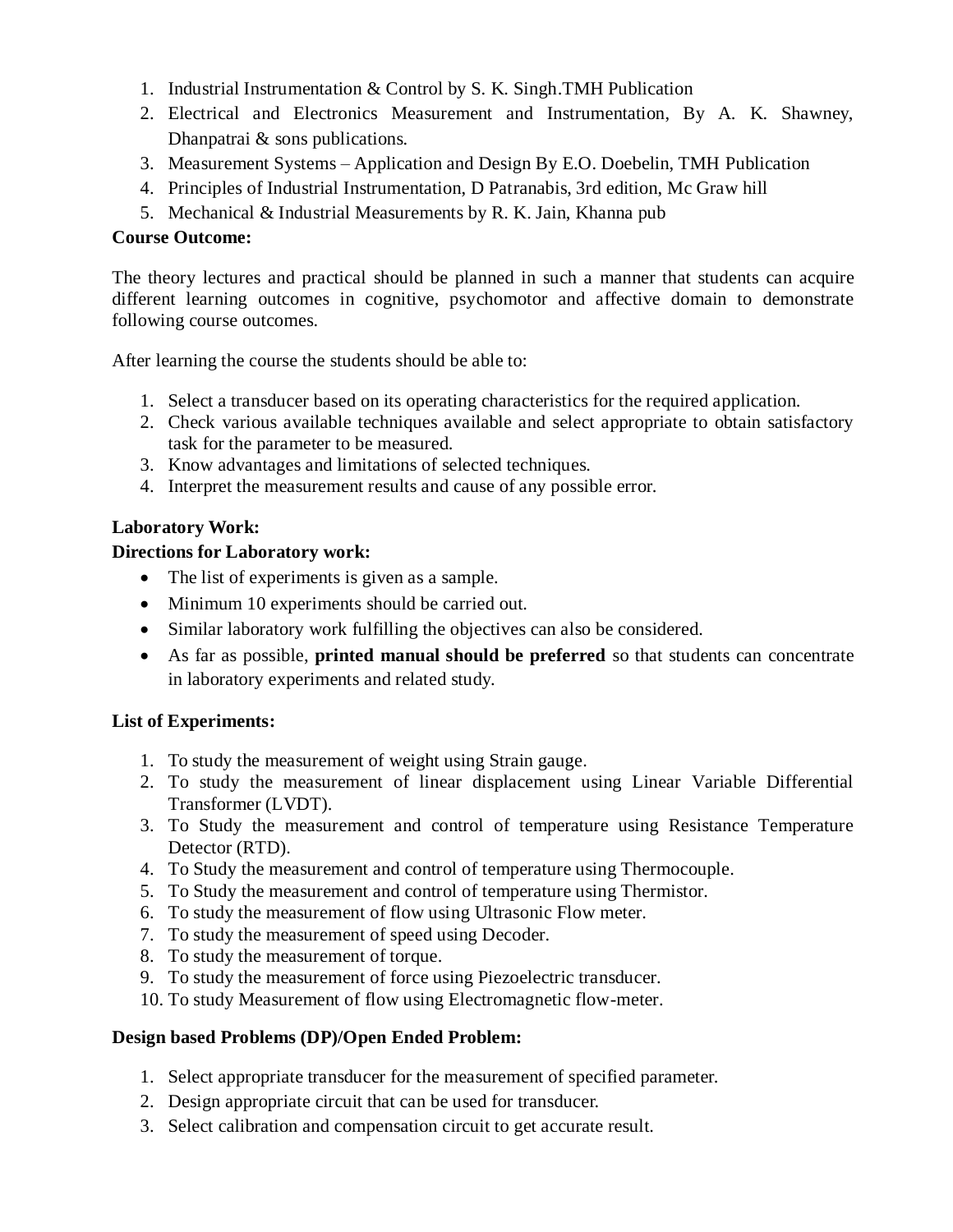1. Industrial Instrumentation & Control by S. K. Singh.TMH Publication
2. Electrical and Electronics Measurement and Instrumentation, By A. K. Shawney, Dhanpatrai & sons publications.
3. Measurement Systems – Application and Design By E.O. Doebelin, TMH Publication
4. Principles of Industrial Instrumentation, D Patranabis, 3rd edition, Mc Graw hill
5. Mechanical & Industrial Measurements by R. K. Jain, Khanna pub

**Course Outcome:**

The theory lectures and practical should be planned in such a manner that students can acquire different learning outcomes in cognitive, psychomotor and affective domain to demonstrate following course outcomes.

After learning the course the students should be able to:

1. Select a transducer based on its operating characteristics for the required application.
2. Check various available techniques available and select appropriate to obtain satisfactory task for the parameter to be measured.
3. Know advantages and limitations of selected techniques.
4. Interpret the measurement results and cause of any possible error.

**Laboratory Work:**

**Directions for Laboratory work:**

- The list of experiments is given as a sample.
- Minimum 10 experiments should be carried out.
- Similar laboratory work fulfilling the objectives can also be considered.
- As far as possible, **printed manual should be preferred** so that students can concentrate in laboratory experiments and related study.

**List of Experiments:**

1. To study the measurement of weight using Strain gauge.
2. To study the measurement of linear displacement using Linear Variable Differential Transformer (LVDT).
3. To Study the measurement and control of temperature using Resistance Temperature Detector (RTD).
4. To Study the measurement and control of temperature using Thermocouple.
5. To Study the measurement and control of temperature using Thermistor.
6. To study the measurement of flow using Ultrasonic Flow meter.
7. To study the measurement of speed using Decoder.
8. To study the measurement of torque.
9. To study the measurement of force using Piezoelectric transducer.
10. To study Measurement of flow using Electromagnetic flow-meter.

**Design based Problems (DP)/Open Ended Problem:**

1. Select appropriate transducer for the measurement of specified parameter.
2. Design appropriate circuit that can be used for transducer.
3. Select calibration and compensation circuit to get accurate result.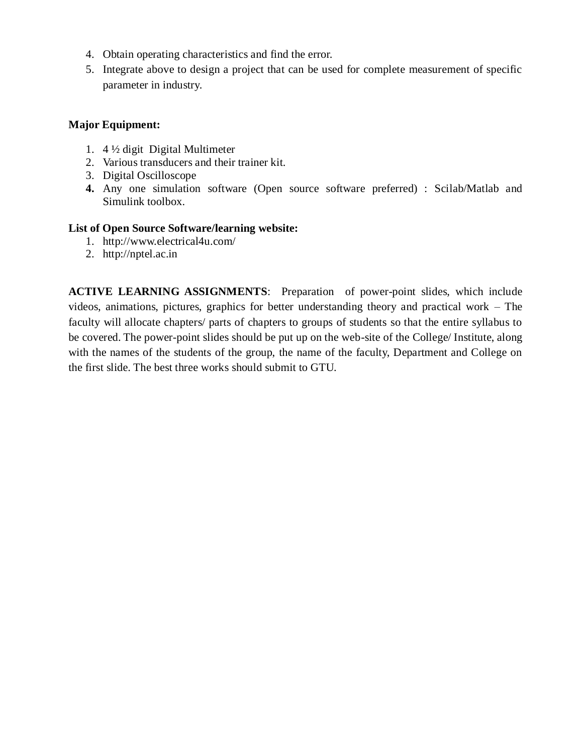4. Obtain operating characteristics and find the error.
5. Integrate above to design a project that can be used for complete measurement of specific parameter in industry.

**Major Equipment:**

1. 4 ½ digit Digital Multimeter
2. Various transducers and their trainer kit.
3. Digital Oscilloscope
4. Any one simulation software (Open source software preferred) : Scilab/Matlab and Simulink toolbox.

**List of Open Source Software/learning website:**

1. http://www.electrical4u.com/
2. http://nptel.ac.in

**ACTIVE LEARNING ASSIGNMENTS**: Preparation of power-point slides, which include videos, animations, pictures, graphics for better understanding theory and practical work – The faculty will allocate chapters/ parts of chapters to groups of students so that the entire syllabus to be covered. The power-point slides should be put up on the web-site of the College/ Institute, along with the names of the students of the group, the name of the faculty, Department and College on the first slide. The best three works should submit to GTU.